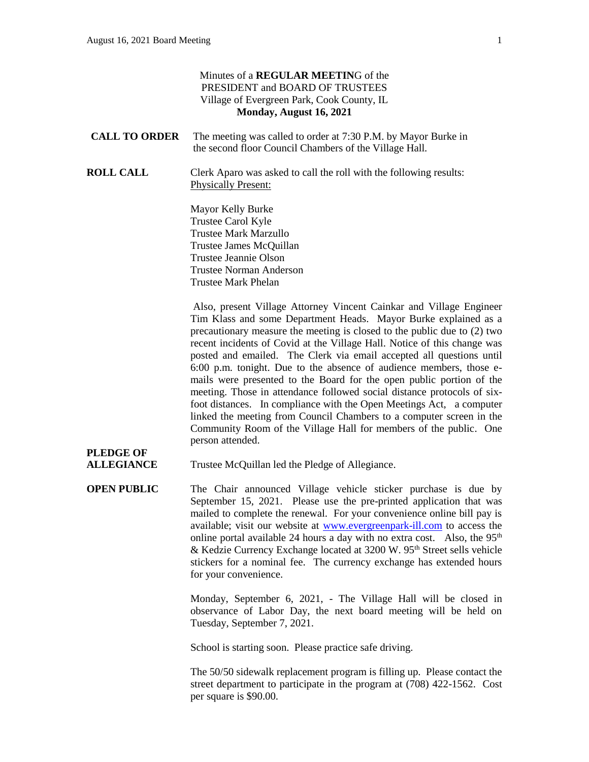Minutes of a **REGULAR MEETING** of the
PRESIDENT and BOARD OF TRUSTEES
Village of Evergreen Park, Cook County, IL
**Monday, August 16, 2021**

**CALL TO ORDER** The meeting was called to order at 7:30 P.M. by Mayor Burke in the second floor Council Chambers of the Village Hall.

**ROLL CALL** Clerk Aparo was asked to call the roll with the following results:
Physically Present:

Mayor Kelly Burke
Trustee Carol Kyle
Trustee Mark Marzullo
Trustee James McQuillan
Trustee Jeannie Olson
Trustee Norman Anderson
Trustee Mark Phelan

Also, present Village Attorney Vincent Cainkar and Village Engineer Tim Klass and some Department Heads. Mayor Burke explained as a precautionary measure the meeting is closed to the public due to (2) two recent incidents of Covid at the Village Hall. Notice of this change was posted and emailed. The Clerk via email accepted all questions until 6:00 p.m. tonight. Due to the absence of audience members, those e-mails were presented to the Board for the open public portion of the meeting. Those in attendance followed social distance protocols of six-foot distances. In compliance with the Open Meetings Act, a computer linked the meeting from Council Chambers to a computer screen in the Community Room of the Village Hall for members of the public. One person attended.

**PLEDGE OF ALLEGIANCE** Trustee McQuillan led the Pledge of Allegiance.

**OPEN PUBLIC** The Chair announced Village vehicle sticker purchase is due by September 15, 2021. Please use the pre-printed application that was mailed to complete the renewal. For your convenience online bill pay is available; visit our website at www.evergreenpark-ill.com to access the online portal available 24 hours a day with no extra cost. Also, the 95th & Kedzie Currency Exchange located at 3200 W. 95th Street sells vehicle stickers for a nominal fee. The currency exchange has extended hours for your convenience.

Monday, September 6, 2021, - The Village Hall will be closed in observance of Labor Day, the next board meeting will be held on Tuesday, September 7, 2021.

School is starting soon. Please practice safe driving.

The 50/50 sidewalk replacement program is filling up. Please contact the street department to participate in the program at (708) 422-1562. Cost per square is $90.00.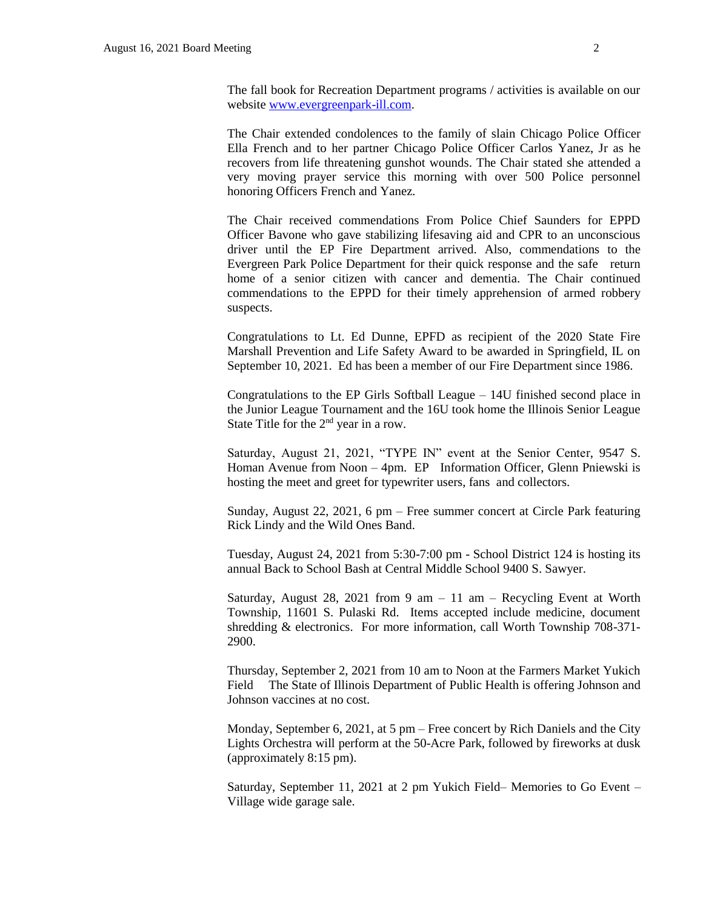The fall book for Recreation Department programs / activities is available on our website [www.evergreenpark-ill.com](http://www.evergreenpark-ill.com).

The Chair extended condolences to the family of slain Chicago Police Officer Ella French and to her partner Chicago Police Officer Carlos Yanez, Jr as he recovers from life threatening gunshot wounds. The Chair stated she attended a very moving prayer service this morning with over 500 Police personnel honoring Officers French and Yanez.

The Chair received commendations From Police Chief Saunders for EPPD Officer Bavone who gave stabilizing lifesaving aid and CPR to an unconscious driver until the EP Fire Department arrived. Also, commendations to the Evergreen Park Police Department for their quick response and the safe return home of a senior citizen with cancer and dementia. The Chair continued commendations to the EPPD for their timely apprehension of armed robbery suspects.

Congratulations to Lt. Ed Dunne, EPFD as recipient of the 2020 State Fire Marshall Prevention and Life Safety Award to be awarded in Springfield, IL on September 10, 2021. Ed has been a member of our Fire Department since 1986.

Congratulations to the EP Girls Softball League – 14U finished second place in the Junior League Tournament and the 16U took home the Illinois Senior League State Title for the 2nd year in a row.

Saturday, August 21, 2021, "TYPE IN" event at the Senior Center, 9547 S. Homan Avenue from Noon – 4pm. EP Information Officer, Glenn Pniewski is hosting the meet and greet for typewriter users, fans and collectors.

Sunday, August 22, 2021, 6 pm – Free summer concert at Circle Park featuring Rick Lindy and the Wild Ones Band.

Tuesday, August 24, 2021 from 5:30-7:00 pm - School District 124 is hosting its annual Back to School Bash at Central Middle School 9400 S. Sawyer.

Saturday, August 28, 2021 from 9 am – 11 am – Recycling Event at Worth Township, 11601 S. Pulaski Rd. Items accepted include medicine, document shredding & electronics. For more information, call Worth Township 708-371-2900.

Thursday, September 2, 2021 from 10 am to Noon at the Farmers Market Yukich Field The State of Illinois Department of Public Health is offering Johnson and Johnson vaccines at no cost.

Monday, September 6, 2021, at 5 pm – Free concert by Rich Daniels and the City Lights Orchestra will perform at the 50-Acre Park, followed by fireworks at dusk (approximately 8:15 pm).

Saturday, September 11, 2021 at 2 pm Yukich Field– Memories to Go Event – Village wide garage sale.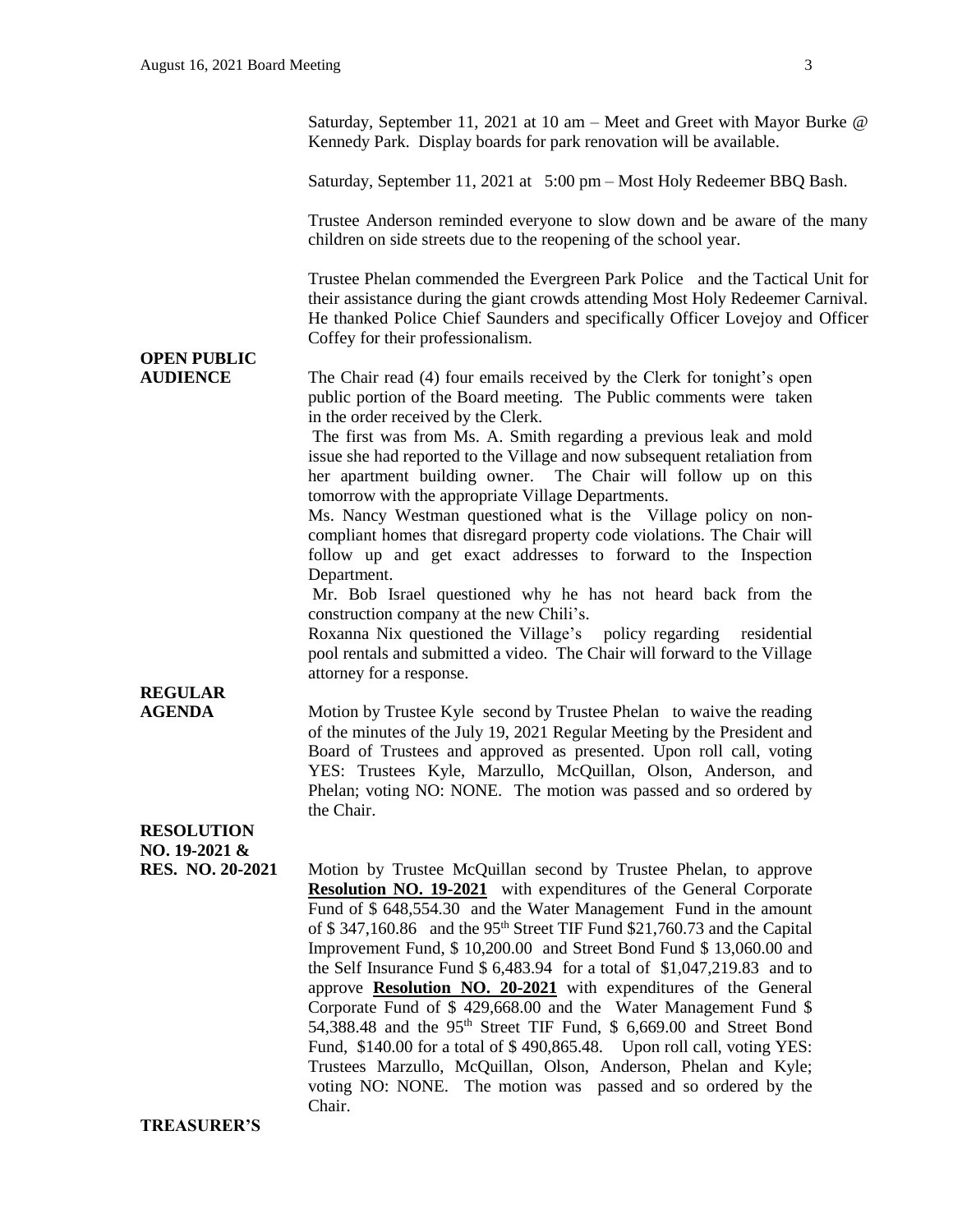Saturday, September 11, 2021 at 10 am – Meet and Greet with Mayor Burke @ Kennedy Park. Display boards for park renovation will be available.

Saturday, September 11, 2021 at 5:00 pm – Most Holy Redeemer BBQ Bash.

Trustee Anderson reminded everyone to slow down and be aware of the many children on side streets due to the reopening of the school year.

Trustee Phelan commended the Evergreen Park Police and the Tactical Unit for their assistance during the giant crowds attending Most Holy Redeemer Carnival. He thanked Police Chief Saunders and specifically Officer Lovejoy and Officer Coffey for their professionalism.

**OPEN PUBLIC AUDIENCE**

The Chair read (4) four emails received by the Clerk for tonight's open public portion of the Board meeting. The Public comments were taken in the order received by the Clerk.

The first was from Ms. A. Smith regarding a previous leak and mold issue she had reported to the Village and now subsequent retaliation from her apartment building owner. The Chair will follow up on this tomorrow with the appropriate Village Departments.

Ms. Nancy Westman questioned what is the Village policy on non-compliant homes that disregard property code violations. The Chair will follow up and get exact addresses to forward to the Inspection Department.

Mr. Bob Israel questioned why he has not heard back from the construction company at the new Chili's.

Roxanna Nix questioned the Village's policy regarding residential pool rentals and submitted a video. The Chair will forward to the Village attorney for a response.

**REGULAR AGENDA**

Motion by Trustee Kyle second by Trustee Phelan to waive the reading of the minutes of the July 19, 2021 Regular Meeting by the President and Board of Trustees and approved as presented. Upon roll call, voting YES: Trustees Kyle, Marzullo, McQuillan, Olson, Anderson, and Phelan; voting NO: NONE. The motion was passed and so ordered by the Chair.

**RESOLUTION NO. 19-2021 & RES. NO. 20-2021**

Motion by Trustee McQuillan second by Trustee Phelan, to approve **Resolution NO. 19-2021** with expenditures of the General Corporate Fund of $ 648,554.30 and the Water Management Fund in the amount of $ 347,160.86 and the 95th Street TIF Fund $21,760.73 and the Capital Improvement Fund, $ 10,200.00 and Street Bond Fund $ 13,060.00 and the Self Insurance Fund $ 6,483.94 for a total of $1,047,219.83 and to approve **Resolution NO. 20-2021** with expenditures of the General Corporate Fund of $ 429,668.00 and the Water Management Fund $ 54,388.48 and the 95th Street TIF Fund, $ 6,669.00 and Street Bond Fund, $140.00 for a total of $ 490,865.48. Upon roll call, voting YES: Trustees Marzullo, McQuillan, Olson, Anderson, Phelan and Kyle; voting NO: NONE. The motion was passed and so ordered by the Chair.

**TREASURER'S**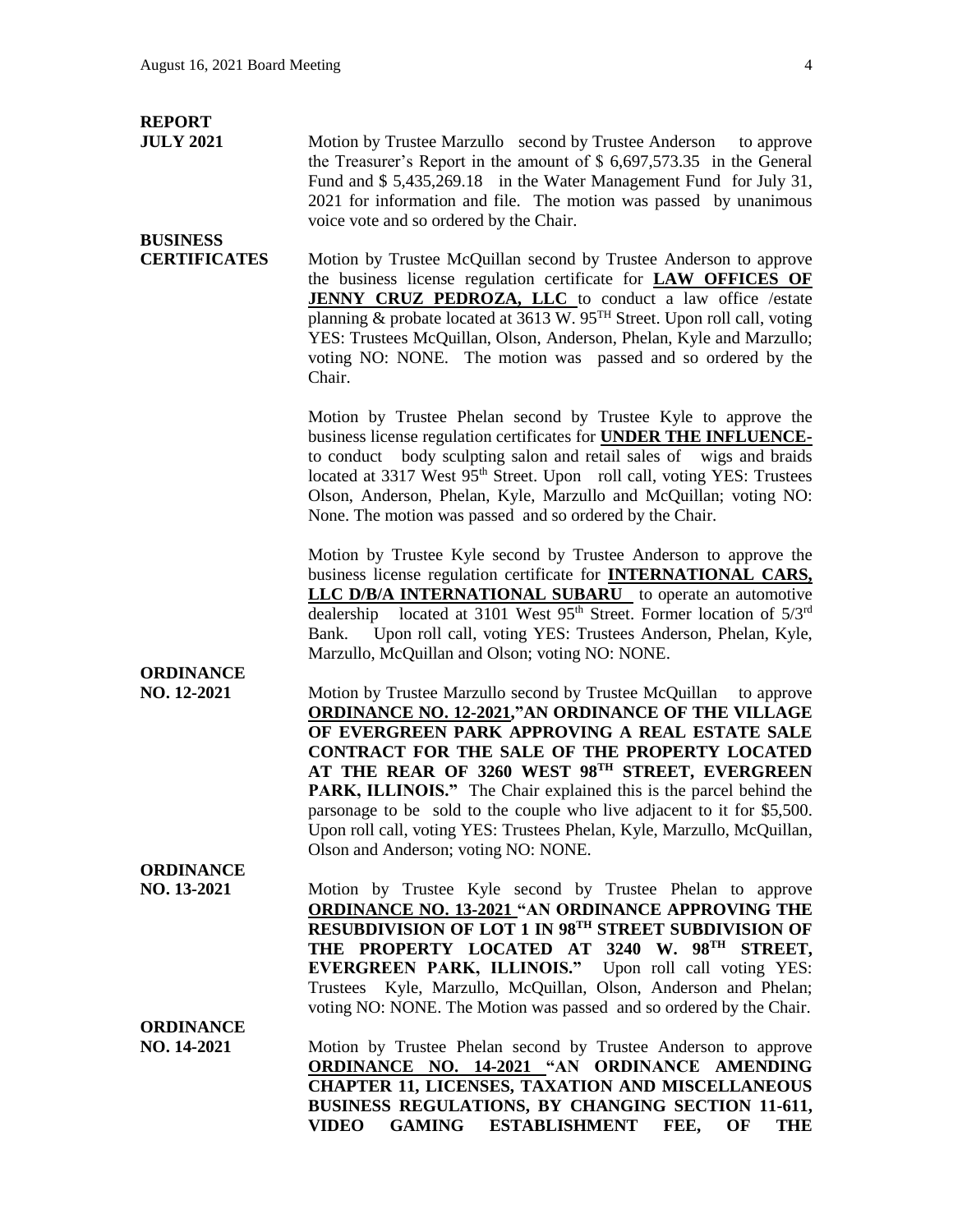**REPORT**
**JULY 2021**

Motion by Trustee Marzullo second by Trustee Anderson to approve the Treasurer's Report in the amount of \$ 6,697,573.35 in the General Fund and \$ 5,435,269.18 in the Water Management Fund for July 31, 2021 for information and file. The motion was passed by unanimous voice vote and so ordered by the Chair.

**BUSINESS**
**CERTIFICATES**

Motion by Trustee McQuillan second by Trustee Anderson to approve the business license regulation certificate for **LAW OFFICES OF JENNY CRUZ PEDROZA, LLC** to conduct a law office /estate planning & probate located at 3613 W. 95TH Street. Upon roll call, voting YES: Trustees McQuillan, Olson, Anderson, Phelan, Kyle and Marzullo; voting NO: NONE. The motion was passed and so ordered by the Chair.

Motion by Trustee Phelan second by Trustee Kyle to approve the business license regulation certificates for **UNDER THE INFLUENCE-** to conduct body sculpting salon and retail sales of wigs and braids located at 3317 West 95th Street. Upon roll call, voting YES: Trustees Olson, Anderson, Phelan, Kyle, Marzullo and McQuillan; voting NO: None. The motion was passed and so ordered by the Chair.

Motion by Trustee Kyle second by Trustee Anderson to approve the business license regulation certificate for **INTERNATIONAL CARS, LLC D/B/A INTERNATIONAL SUBARU** to operate an automotive dealership located at 3101 West 95th Street. Former location of 5/3rd Bank. Upon roll call, voting YES: Trustees Anderson, Phelan, Kyle, Marzullo, McQuillan and Olson; voting NO: NONE.

**ORDINANCE**
**NO. 12-2021**

Motion by Trustee Marzullo second by Trustee McQuillan to approve **ORDINANCE NO. 12-2021,"AN ORDINANCE OF THE VILLAGE OF EVERGREEN PARK APPROVING A REAL ESTATE SALE CONTRACT FOR THE SALE OF THE PROPERTY LOCATED AT THE REAR OF 3260 WEST 98TH STREET, EVERGREEN PARK, ILLINOIS."** The Chair explained this is the parcel behind the parsonage to be sold to the couple who live adjacent to it for \$5,500. Upon roll call, voting YES: Trustees Phelan, Kyle, Marzullo, McQuillan, Olson and Anderson; voting NO: NONE.

**ORDINANCE**
**NO. 13-2021**

Motion by Trustee Kyle second by Trustee Phelan to approve **ORDINANCE NO. 13-2021 "AN ORDINANCE APPROVING THE RESUBDIVISION OF LOT 1 IN 98TH STREET SUBDIVISION OF THE PROPERTY LOCATED AT 3240 W. 98TH STREET, EVERGREEN PARK, ILLINOIS."** Upon roll call voting YES: Trustees Kyle, Marzullo, McQuillan, Olson, Anderson and Phelan; voting NO: NONE. The Motion was passed and so ordered by the Chair.

**ORDINANCE**
**NO. 14-2021**

Motion by Trustee Phelan second by Trustee Anderson to approve **ORDINANCE NO. 14-2021 "AN ORDINANCE AMENDING CHAPTER 11, LICENSES, TAXATION AND MISCELLANEOUS BUSINESS REGULATIONS, BY CHANGING SECTION 11-611, VIDEO GAMING ESTABLISHMENT FEE, OF THE**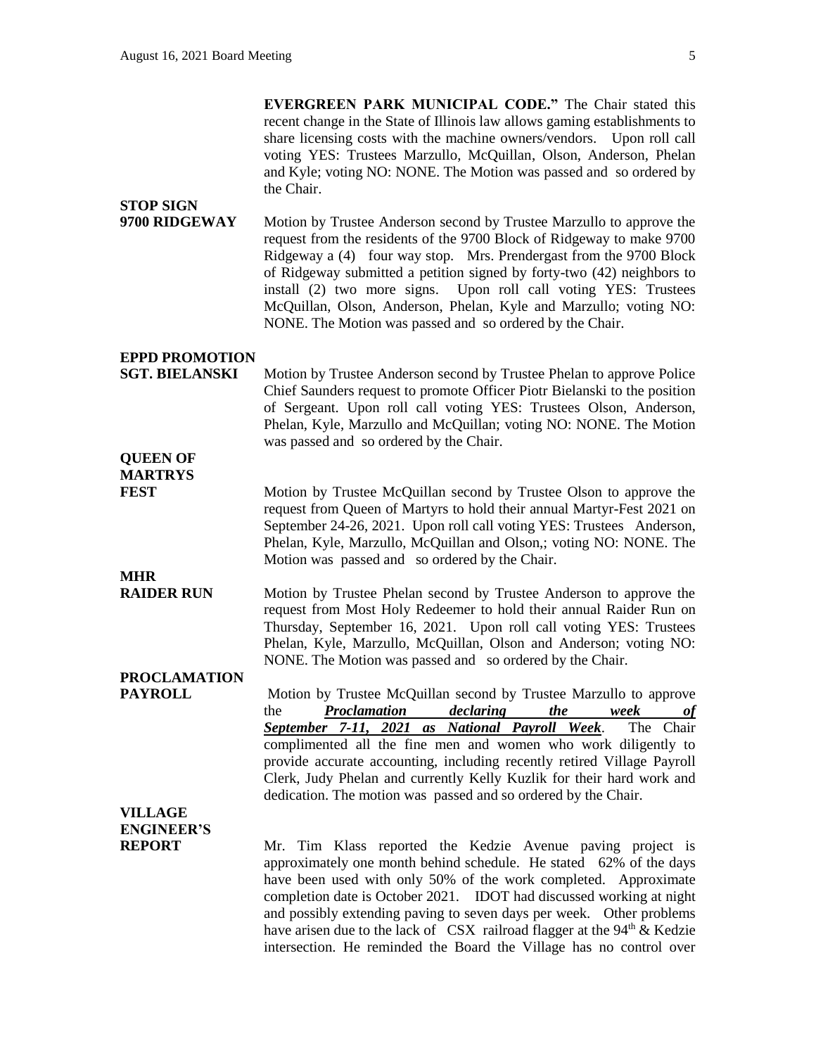**EVERGREEN PARK MUNICIPAL CODE."** The Chair stated this recent change in the State of Illinois law allows gaming establishments to share licensing costs with the machine owners/vendors. Upon roll call voting YES: Trustees Marzullo, McQuillan, Olson, Anderson, Phelan and Kyle; voting NO: NONE. The Motion was passed and so ordered by the Chair.

**STOP SIGN**
**9700 RIDGEWAY**

Motion by Trustee Anderson second by Trustee Marzullo to approve the request from the residents of the 9700 Block of Ridgeway to make 9700 Ridgeway a (4) four way stop. Mrs. Prendergast from the 9700 Block of Ridgeway submitted a petition signed by forty-two (42) neighbors to install (2) two more signs. Upon roll call voting YES: Trustees McQuillan, Olson, Anderson, Phelan, Kyle and Marzullo; voting NO: NONE. The Motion was passed and so ordered by the Chair.

**EPPD PROMOTION**
**SGT. BIELANSKI**

Motion by Trustee Anderson second by Trustee Phelan to approve Police Chief Saunders request to promote Officer Piotr Bielanski to the position of Sergeant. Upon roll call voting YES: Trustees Olson, Anderson, Phelan, Kyle, Marzullo and McQuillan; voting NO: NONE. The Motion was passed and so ordered by the Chair.

**QUEEN OF**
**MARTRYS**
**FEST**

Motion by Trustee McQuillan second by Trustee Olson to approve the request from Queen of Martyrs to hold their annual Martyr-Fest 2021 on September 24-26, 2021. Upon roll call voting YES: Trustees Anderson, Phelan, Kyle, Marzullo, McQuillan and Olson,; voting NO: NONE. The Motion was passed and so ordered by the Chair.

**MHR**
**RAIDER RUN**

Motion by Trustee Phelan second by Trustee Anderson to approve the request from Most Holy Redeemer to hold their annual Raider Run on Thursday, September 16, 2021. Upon roll call voting YES: Trustees Phelan, Kyle, Marzullo, McQuillan, Olson and Anderson; voting NO: NONE. The Motion was passed and so ordered by the Chair.

**PROCLAMATION**
**PAYROLL**

Motion by Trustee McQuillan second by Trustee Marzullo to approve the ***Proclamation declaring the week of September 7-11, 2021 as National Payroll Week***. The Chair complimented all the fine men and women who work diligently to provide accurate accounting, including recently retired Village Payroll Clerk, Judy Phelan and currently Kelly Kuzlik for their hard work and dedication. The motion was passed and so ordered by the Chair.

**VILLAGE**
**ENGINEER'S**
**REPORT**

Mr. Tim Klass reported the Kedzie Avenue paving project is approximately one month behind schedule. He stated 62% of the days have been used with only 50% of the work completed. Approximate completion date is October 2021. IDOT had discussed working at night and possibly extending paving to seven days per week. Other problems have arisen due to the lack of CSX railroad flagger at the 94th & Kedzie intersection. He reminded the Board the Village has no control over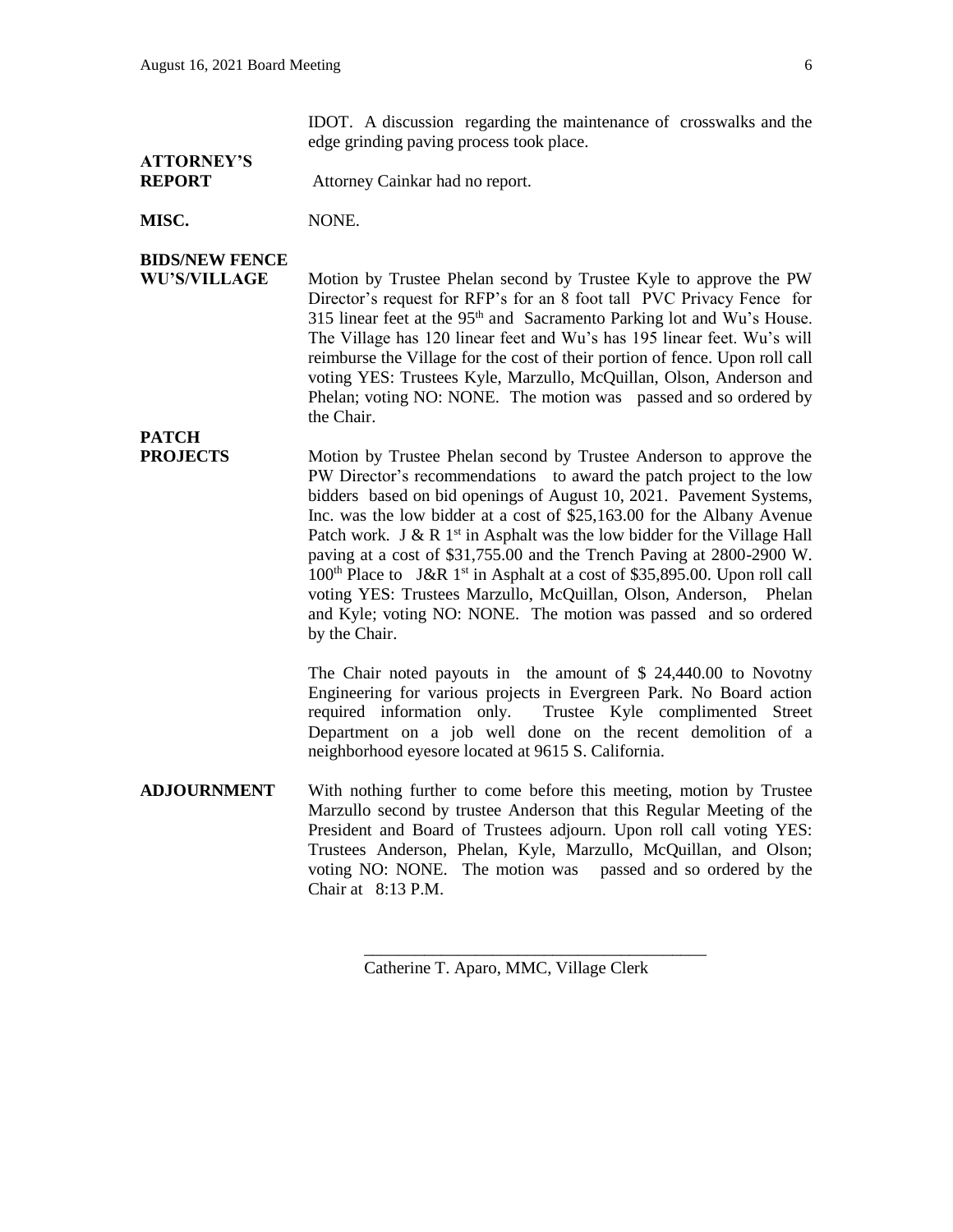IDOT. A discussion regarding the maintenance of crosswalks and the edge grinding paving process took place.

**ATTORNEY'S REPORT** Attorney Cainkar had no report.

**MISC.** NONE.

**BIDS/NEW FENCE WU'S/VILLAGE** Motion by Trustee Phelan second by Trustee Kyle to approve the PW Director's request for RFP's for an 8 foot tall PVC Privacy Fence for 315 linear feet at the 95th and Sacramento Parking lot and Wu's House. The Village has 120 linear feet and Wu's has 195 linear feet. Wu's will reimburse the Village for the cost of their portion of fence. Upon roll call voting YES: Trustees Kyle, Marzullo, McQuillan, Olson, Anderson and Phelan; voting NO: NONE. The motion was passed and so ordered by the Chair.

**PATCH PROJECTS** Motion by Trustee Phelan second by Trustee Anderson to approve the PW Director's recommendations to award the patch project to the low bidders based on bid openings of August 10, 2021. Pavement Systems, Inc. was the low bidder at a cost of $25,163.00 for the Albany Avenue Patch work. J & R 1st in Asphalt was the low bidder for the Village Hall paving at a cost of $31,755.00 and the Trench Paving at 2800-2900 W. 100th Place to J&R 1st in Asphalt at a cost of $35,895.00. Upon roll call voting YES: Trustees Marzullo, McQuillan, Olson, Anderson, Phelan and Kyle; voting NO: NONE. The motion was passed and so ordered by the Chair.

The Chair noted payouts in the amount of $ 24,440.00 to Novotny Engineering for various projects in Evergreen Park. No Board action required information only. Trustee Kyle complimented Street Department on a job well done on the recent demolition of a neighborhood eyesore located at 9615 S. California.

**ADJOURNMENT** With nothing further to come before this meeting, motion by Trustee Marzullo second by trustee Anderson that this Regular Meeting of the President and Board of Trustees adjourn. Upon roll call voting YES: Trustees Anderson, Phelan, Kyle, Marzullo, McQuillan, and Olson; voting NO: NONE. The motion was passed and so ordered by the Chair at 8:13 P.M.

\_\_\_\_\_\_\_\_\_\_\_\_\_\_\_\_\_\_\_\_\_\_\_\_\_\_\_\_\_\_\_\_\_\_\_\_\_\_\_\_

Catherine T. Aparo, MMC, Village Clerk